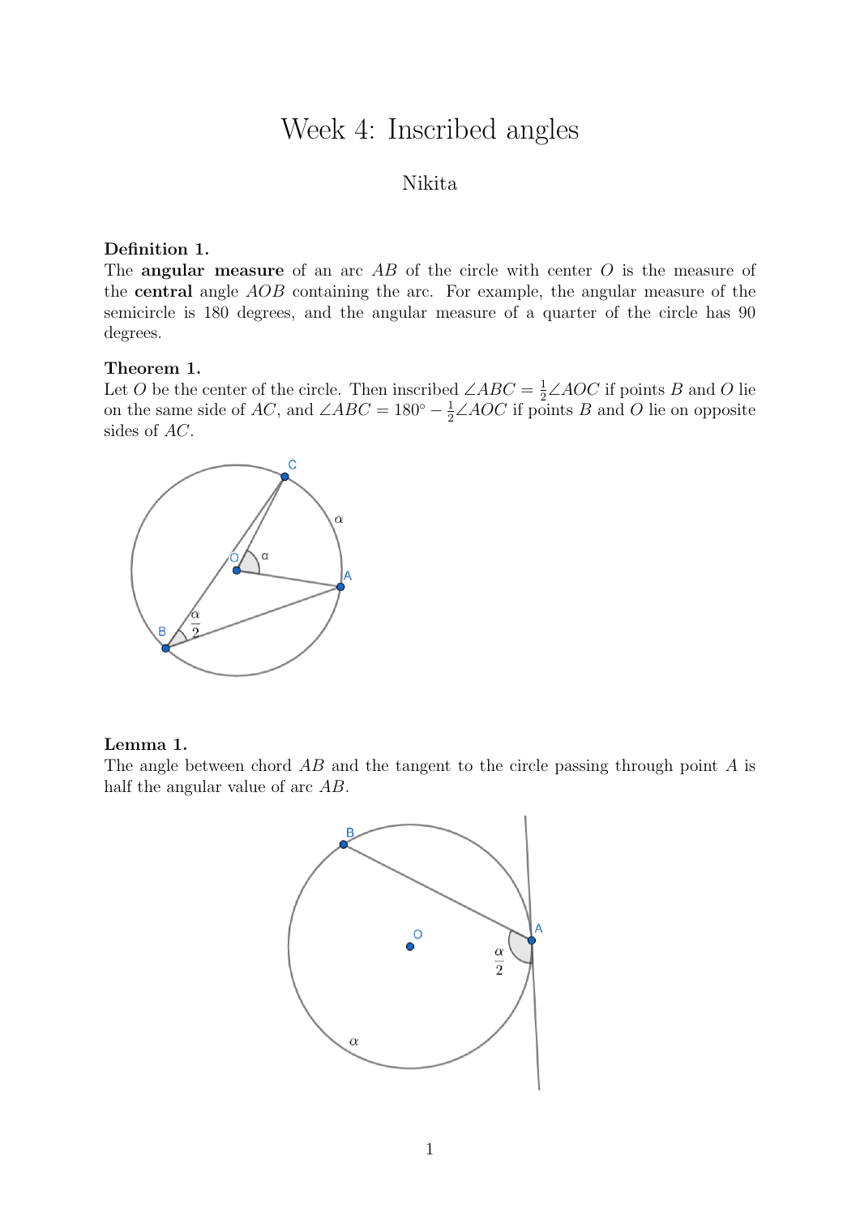# Week 4: Inscribed angles

Nikita

**Definition 1.**
The **angular measure** of an arc $AB$ of the circle with center $O$ is the measure of the **central** angle $AOB$ containing the arc. For example, the angular measure of the semicircle is 180 degrees, and the angular measure of a quarter of the circle has 90 degrees.

**Theorem 1.**
Let $O$ be the center of the circle. Then inscribed $\angle ABC = \frac{1}{2}\angle AOC$ if points $B$ and $O$ lie on the same side of $AC$, and $\angle ABC = 180^\circ - \frac{1}{2}\angle AOC$ if points $B$ and $O$ lie on opposite sides of $AC$.

**Lemma 1.**
The angle between chord $AB$ and the tangent to the circle passing through point $A$ is half the angular value of arc $AB$.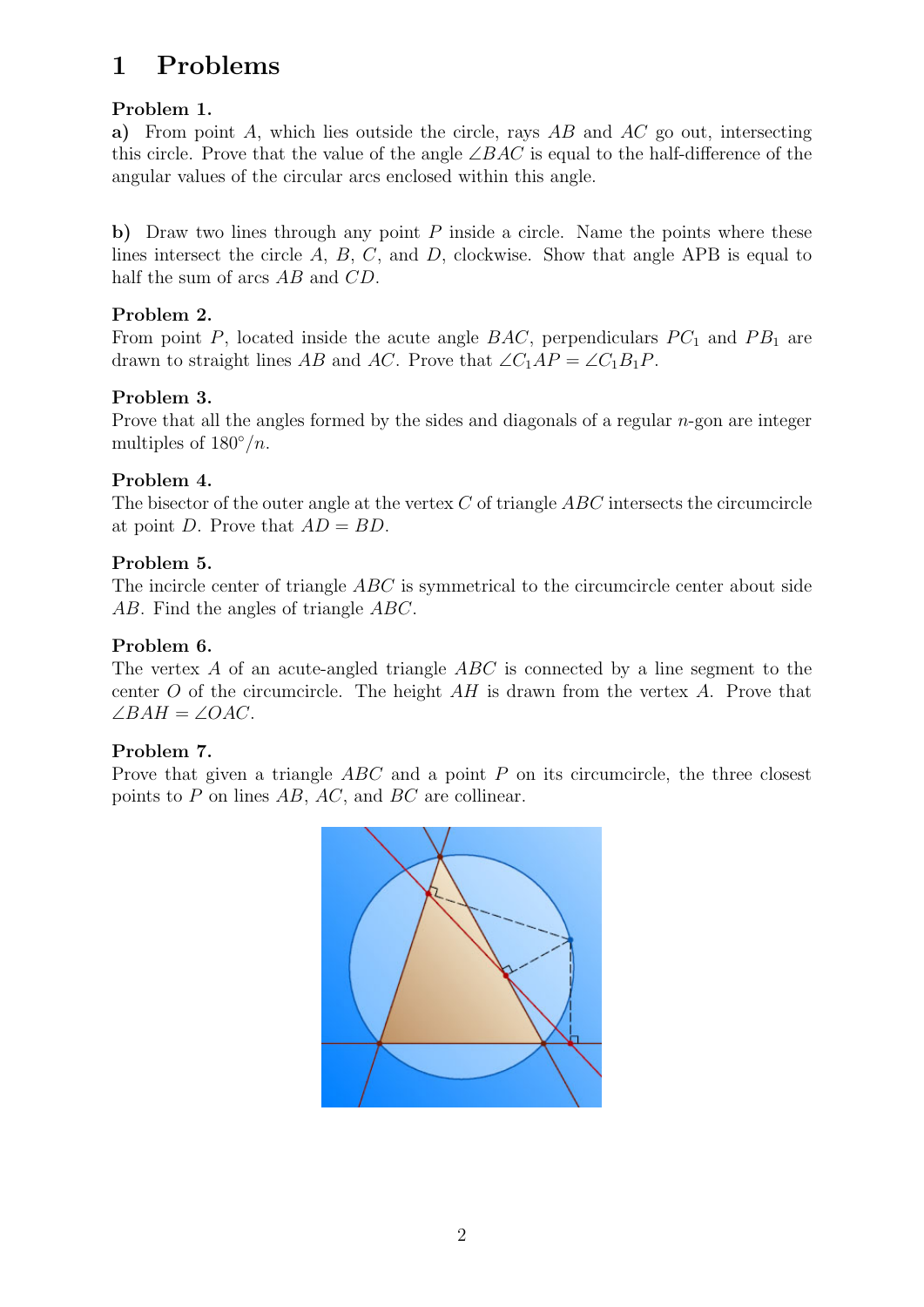# 1 Problems

**Problem 1.**

**a)** From point $A$, which lies outside the circle, rays $AB$ and $AC$ go out, intersecting this circle. Prove that the value of the angle $\angle BAC$ is equal to the half-difference of the angular values of the circular arcs enclosed within this angle.

**b)** Draw two lines through any point $P$ inside a circle. Name the points where these lines intersect the circle $A$, $B$, $C$, and $D$, clockwise. Show that angle APB is equal to half the sum of arcs $AB$ and $CD$.

**Problem 2.**
From point $P$, located inside the acute angle $BAC$, perpendiculars $PC_1$ and $PB_1$ are drawn to straight lines $AB$ and $AC$. Prove that $\angle C_1AP = \angle C_1B_1P$.

**Problem 3.**
Prove that all the angles formed by the sides and diagonals of a regular $n$-gon are integer multiples of $180°/n$.

**Problem 4.**
The bisector of the outer angle at the vertex $C$ of triangle $ABC$ intersects the circumcircle at point $D$. Prove that $AD = BD$.

**Problem 5.**
The incircle center of triangle $ABC$ is symmetrical to the circumcircle center about side $AB$. Find the angles of triangle $ABC$.

**Problem 6.**
The vertex $A$ of an acute-angled triangle $ABC$ is connected by a line segment to the center $O$ of the circumcircle. The height $AH$ is drawn from the vertex $A$. Prove that $\angle BAH = \angle OAC$.

**Problem 7.**
Prove that given a triangle $ABC$ and a point $P$ on its circumcircle, the three closest points to $P$ on lines $AB$, $AC$, and $BC$ are collinear.